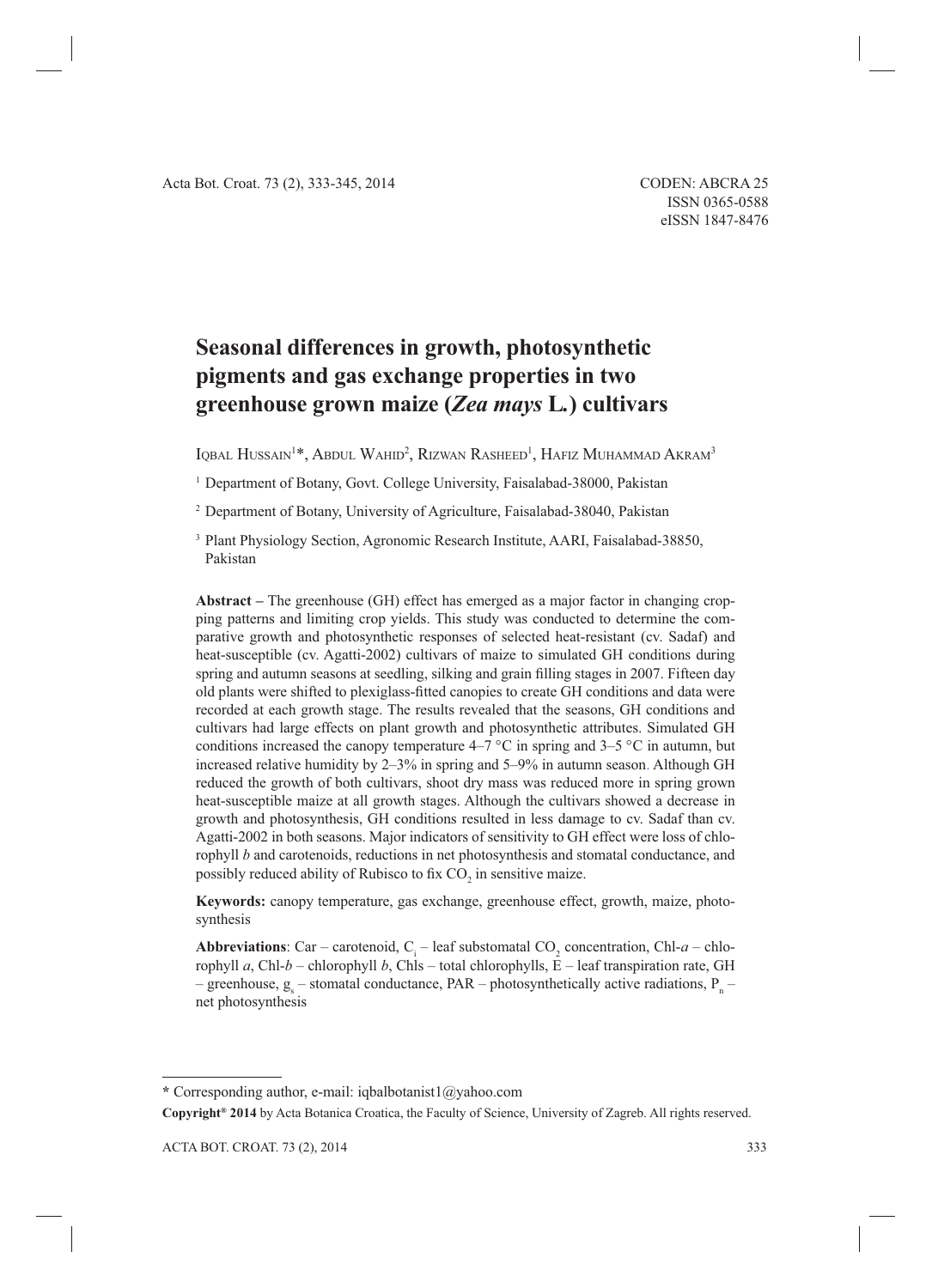# Seasonal differences in growth, photosynthetic pigments and gas exchange properties in two greenhouse grown maize (*Zea mays* L.) cultivars

Iqbal Hussain[1]*, Abdul Wahid[2], Rizwan Rasheed[1], Hafiz Muhammad Akram[3]

[1] Department of Botany, Govt. College University, Faisalabad-38000, Pakistan

[2] Department of Botany, University of Agriculture, Faisalabad-38040, Pakistan

[3] Plant Physiology Section, Agronomic Research Institute, AARI, Faisalabad-38850, Pakistan

**Abstract –** The greenhouse (GH) effect has emerged as a major factor in changing cropping patterns and limiting crop yields. This study was conducted to determine the comparative growth and photosynthetic responses of selected heat-resistant (cv. Sadaf) and heat-susceptible (cv. Agatti-2002) cultivars of maize to simulated GH conditions during spring and autumn seasons at seedling, silking and grain filling stages in 2007. Fifteen day old plants were shifted to plexiglass-fitted canopies to create GH conditions and data were recorded at each growth stage. The results revealed that the seasons, GH conditions and cultivars had large effects on plant growth and photosynthetic attributes. Simulated GH conditions increased the canopy temperature 4–7 °C in spring and 3–5 °C in autumn, but increased relative humidity by 2–3% in spring and 5–9% in autumn season. Although GH reduced the growth of both cultivars, shoot dry mass was reduced more in spring grown heat-susceptible maize at all growth stages. Although the cultivars showed a decrease in growth and photosynthesis, GH conditions resulted in less damage to cv. Sadaf than cv. Agatti-2002 in both seasons. Major indicators of sensitivity to GH effect were loss of chlorophyll *b* and carotenoids, reductions in net photosynthesis and stomatal conductance, and possibly reduced ability of Rubisco to fix $CO_2$ in sensitive maize.

**Keywords:** canopy temperature, gas exchange, greenhouse effect, growth, maize, photosynthesis

**Abbreviations**: Car – carotenoid, $C_i$ – leaf substomatal $CO_2$ concentration, Chl-*a* – chlorophyll *a*, Chl-*b* – chlorophyll *b*, Chls – total chlorophylls, E – leaf transpiration rate, GH – greenhouse, $g_s$ – stomatal conductance, PAR – photosynthetically active radiations, $P_n$ – net photosynthesis

---

\* Corresponding author, e-mail: iqbalbotanist1@yahoo.com

**Copyright® 2014** by Acta Botanica Croatica, the Faculty of Science, University of Zagreb. All rights reserved.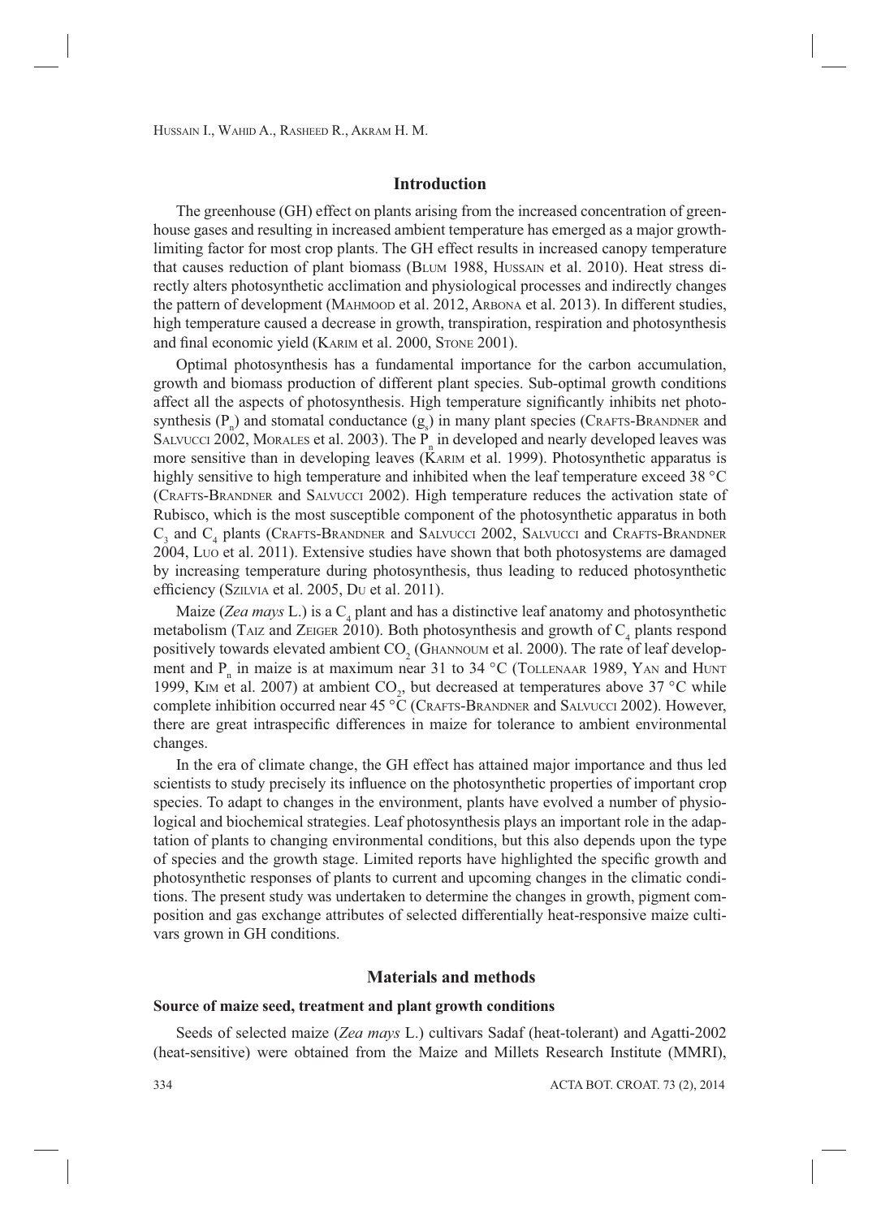## Introduction

The greenhouse (GH) effect on plants arising from the increased concentration of greenhouse gases and resulting in increased ambient temperature has emerged as a major growth-limiting factor for most crop plants. The GH effect results in increased canopy temperature that causes reduction of plant biomass (Blum 1988, Hussain et al. 2010). Heat stress directly alters photosynthetic acclimation and physiological processes and indirectly changes the pattern of development (Mahmood et al. 2012, Arbona et al. 2013). In different studies, high temperature caused a decrease in growth, transpiration, respiration and photosynthesis and final economic yield (Karim et al. 2000, Stone 2001).

Optimal photosynthesis has a fundamental importance for the carbon accumulation, growth and biomass production of different plant species. Sub-optimal growth conditions affect all the aspects of photosynthesis. High temperature significantly inhibits net photosynthesis ($P_n$) and stomatal conductance ($g_s$) in many plant species (Crafts-Brandner and Salvucci 2002, Morales et al. 2003). The $P_n$ in developed and nearly developed leaves was more sensitive than in developing leaves (Karim et al. 1999). Photosynthetic apparatus is highly sensitive to high temperature and inhibited when the leaf temperature exceed 38 °C (Crafts-Brandner and Salvucci 2002). High temperature reduces the activation state of Rubisco, which is the most susceptible component of the photosynthetic apparatus in both $C_3$ and $C_4$ plants (Crafts-Brandner and Salvucci 2002, Salvucci and Crafts-Brandner 2004, Luo et al. 2011). Extensive studies have shown that both photosystems are damaged by increasing temperature during photosynthesis, thus leading to reduced photosynthetic efficiency (Szilvia et al. 2005, Du et al. 2011).

Maize (*Zea mays* L.) is a $C_4$ plant and has a distinctive leaf anatomy and photosynthetic metabolism (Taiz and Zeiger 2010). Both photosynthesis and growth of $C_4$ plants respond positively towards elevated ambient $CO_2$ (Ghannoum et al. 2000). The rate of leaf development and $P_n$ in maize is at maximum near 31 to 34 °C (Tollenaar 1989, Yan and Hunt 1999, Kim et al. 2007) at ambient $CO_2$, but decreased at temperatures above 37 °C while complete inhibition occurred near 45 °C (Crafts-Brandner and Salvucci 2002). However, there are great intraspecific differences in maize for tolerance to ambient environmental changes.

In the era of climate change, the GH effect has attained major importance and thus led scientists to study precisely its influence on the photosynthetic properties of important crop species. To adapt to changes in the environment, plants have evolved a number of physiological and biochemical strategies. Leaf photosynthesis plays an important role in the adaptation of plants to changing environmental conditions, but this also depends upon the type of species and the growth stage. Limited reports have highlighted the specific growth and photosynthetic responses of plants to current and upcoming changes in the climatic conditions. The present study was undertaken to determine the changes in growth, pigment composition and gas exchange attributes of selected differentially heat-responsive maize cultivars grown in GH conditions.

## Materials and methods

### Source of maize seed, treatment and plant growth conditions

Seeds of selected maize (*Zea mays* L.) cultivars Sadaf (heat-tolerant) and Agatti-2002 (heat-sensitive) were obtained from the Maize and Millets Research Institute (MMRI),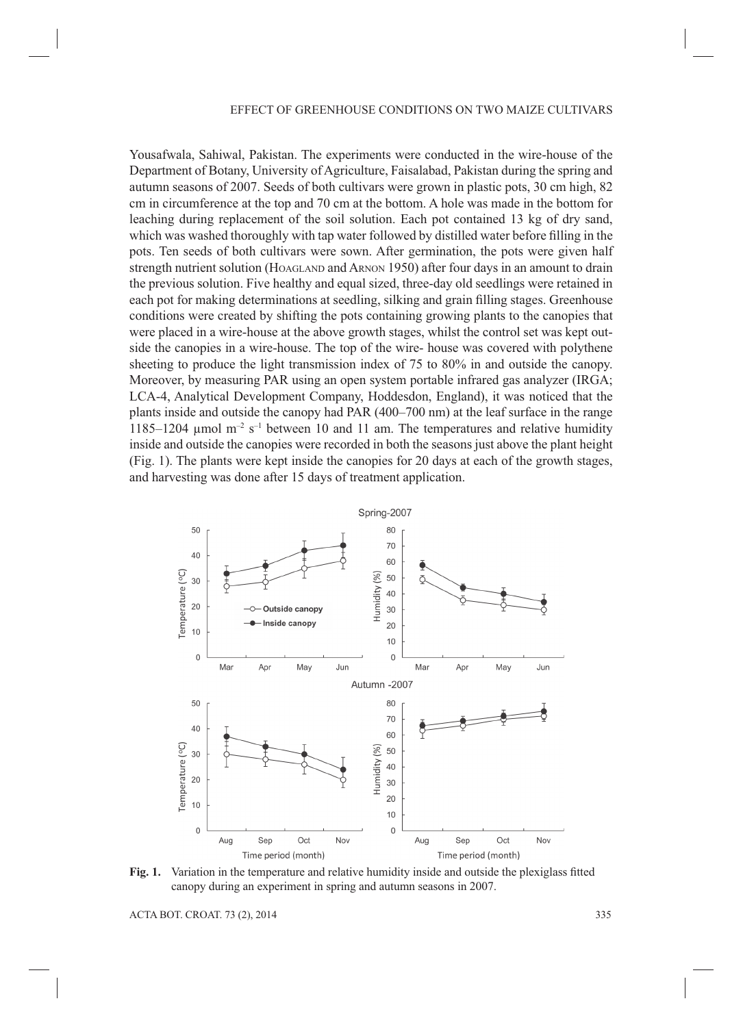Yousafwala, Sahiwal, Pakistan. The experiments were conducted in the wire-house of the Department of Botany, University of Agriculture, Faisalabad, Pakistan during the spring and autumn seasons of 2007. Seeds of both cultivars were grown in plastic pots, 30 cm high, 82 cm in circumference at the top and 70 cm at the bottom. A hole was made in the bottom for leaching during replacement of the soil solution. Each pot contained 13 kg of dry sand, which was washed thoroughly with tap water followed by distilled water before filling in the pots. Ten seeds of both cultivars were sown. After germination, the pots were given half strength nutrient solution (Hoagland and Arnon 1950) after four days in an amount to drain the previous solution. Five healthy and equal sized, three-day old seedlings were retained in each pot for making determinations at seedling, silking and grain filling stages. Greenhouse conditions were created by shifting the pots containing growing plants to the canopies that were placed in a wire-house at the above growth stages, whilst the control set was kept outside the canopies in a wire-house. The top of the wire- house was covered with polythene sheeting to produce the light transmission index of 75 to 80% in and outside the canopy. Moreover, by measuring PAR using an open system portable infrared gas analyzer (IRGA; LCA-4, Analytical Development Company, Hoddesdon, England), it was noticed that the plants inside and outside the canopy had PAR (400–700 nm) at the leaf surface in the range 1185–1204 µmol $m^{-2}$ $s^{-1}$ between 10 and 11 am. The temperatures and relative humidity inside and outside the canopies were recorded in both the seasons just above the plant height (Fig. 1). The plants were kept inside the canopies for 20 days at each of the growth stages, and harvesting was done after 15 days of treatment application.

**Fig. 1.** Variation in the temperature and relative humidity inside and outside the plexiglass fitted canopy during an experiment in spring and autumn seasons in 2007.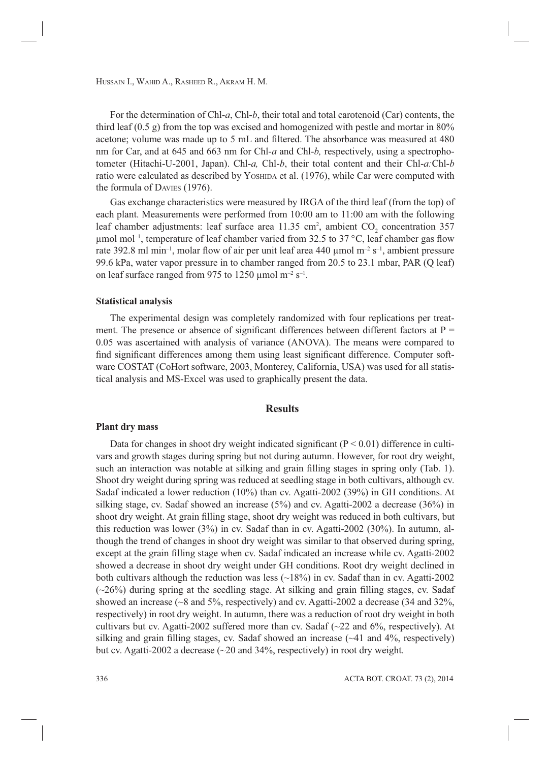For the determination of Chl-*a*, Chl-*b*, their total and total carotenoid (Car) contents, the third leaf (0.5 g) from the top was excised and homogenized with pestle and mortar in 80% acetone; volume was made up to 5 mL and filtered. The absorbance was measured at 480 nm for Car, and at 645 and 663 nm for Chl-*a* and Chl-*b,* respectively, using a spectrophotometer (Hitachi-U-2001, Japan). Chl-*a,* Chl-*b*, their total content and their Chl-*a:*Chl-*b* ratio were calculated as described by Yoshida et al. (1976), while Car were computed with the formula of Davies (1976).

Gas exchange characteristics were measured by IRGA of the third leaf (from the top) of each plant. Measurements were performed from 10:00 am to 11:00 am with the following leaf chamber adjustments: leaf surface area 11.35 $cm^2$, ambient $CO_2$ concentration 357 µmol $mol^{-1}$, temperature of leaf chamber varied from 32.5 to 37 °C, leaf chamber gas flow rate 392.8 ml $min^{-1}$, molar flow of air per unit leaf area 440 µmol $m^{-2}$ $s^{-1}$, ambient pressure 99.6 kPa, water vapor pressure in to chamber ranged from 20.5 to 23.1 mbar, PAR (Q leaf) on leaf surface ranged from 975 to 1250 µmol $m^{-2}$ $s^{-1}$.

### Statistical analysis

The experimental design was completely randomized with four replications per treatment. The presence or absence of significant differences between different factors at $P = 0.05$ was ascertained with analysis of variance (ANOVA). The means were compared to find significant differences among them using least significant difference. Computer software COSTAT (CoHort software, 2003, Monterey, California, USA) was used for all statistical analysis and MS-Excel was used to graphically present the data.

## Results

### Plant dry mass

Data for changes in shoot dry weight indicated significant ($P < 0.01$) difference in cultivars and growth stages during spring but not during autumn. However, for root dry weight, such an interaction was notable at silking and grain filling stages in spring only (Tab. 1). Shoot dry weight during spring was reduced at seedling stage in both cultivars, although cv. Sadaf indicated a lower reduction (10%) than cv. Agatti-2002 (39%) in GH conditions. At silking stage, cv. Sadaf showed an increase (5%) and cv. Agatti-2002 a decrease (36%) in shoot dry weight. At grain filling stage, shoot dry weight was reduced in both cultivars, but this reduction was lower (3%) in cv. Sadaf than in cv. Agatti-2002 (30%). In autumn, although the trend of changes in shoot dry weight was similar to that observed during spring, except at the grain filling stage when cv. Sadaf indicated an increase while cv. Agatti-2002 showed a decrease in shoot dry weight under GH conditions. Root dry weight declined in both cultivars although the reduction was less (~18%) in cv. Sadaf than in cv. Agatti-2002 (~26%) during spring at the seedling stage. At silking and grain filling stages, cv. Sadaf showed an increase (~8 and 5%, respectively) and cv. Agatti-2002 a decrease (34 and 32%, respectively) in root dry weight. In autumn, there was a reduction of root dry weight in both cultivars but cv. Agatti-2002 suffered more than cv. Sadaf (~22 and 6%, respectively). At silking and grain filling stages, cv. Sadaf showed an increase (~41 and 4%, respectively) but cv. Agatti-2002 a decrease (~20 and 34%, respectively) in root dry weight.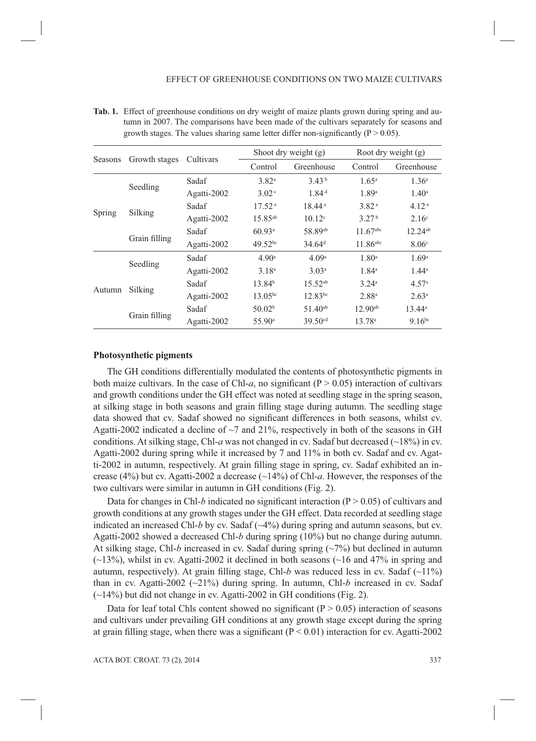**Tab. 1.** Effect of greenhouse conditions on dry weight of maize plants grown during spring and autumn in 2007. The comparisons have been made of the cultivars separately for seasons and growth stages. The values sharing same letter differ non-significantly (P > 0.05).

| Seasons | Growth stages | Cultivars | Shoot dry weight (g) | | Root dry weight (g) | |
|---|---|---|---|---|---|---|
| | | | Control | Greenhouse | Control | Greenhouse |
| Spring | Seedling | Sadaf | $3.82^{a}$ | $3.43^{b}$ | $1.65^{a}$ | $1.36^{a}$ |
| | | Agatti-2002 | $3.02^{c}$ | $1.84^{d}$ | $1.89^{a}$ | $1.40^{a}$ |
| | Silking | Sadaf | $17.52^{a}$ | $18.44^{a}$ | $3.82^{a}$ | $4.12^{a}$ |
| | | Agatti-2002 | $15.85^{ab}$ | $10.12^{c}$ | $3.27^{b}$ | $2.16^{c}$ |
| | Grain filling | Sadaf | $60.93^{a}$ | $58.89^{ab}$ | $11.67^{abc}$ | $12.24^{ab}$ |
| | | Agatti-2002 | $49.52^{bc}$ | $34.64^{d}$ | $11.86^{abc}$ | $8.06^{c}$ |
| Autumn | Seedling | Sadaf | $4.90^{a}$ | $4.09^{a}$ | $1.80^{a}$ | $1.69^{a}$ |
| | | Agatti-2002 | $3.18^{a}$ | $3.03^{a}$ | $1.84^{a}$ | $1.44^{a}$ |
| | Silking | Sadaf | $13.84^{b}$ | $15.52^{ab}$ | $3.24^{a}$ | $4.57^{a}$ |
| | | Agatti-2002 | $13.05^{bc}$ | $12.83^{bc}$ | $2.88^{a}$ | $2.63^{a}$ |
| | Grain filling | Sadaf | $50.02^{b}$ | $51.40^{ab}$ | $12.90^{ab}$ | $13.44^{a}$ |
| | | Agatti-2002 | $55.90^{a}$ | $39.50^{cd}$ | $13.78^{a}$ | $9.16^{bc}$ |

### Photosynthetic pigments

The GH conditions differentially modulated the contents of photosynthetic pigments in both maize cultivars. In the case of Chl-*a*, no significant (P > 0.05) interaction of cultivars and growth conditions under the GH effect was noted at seedling stage in the spring season, at silking stage in both seasons and grain filling stage during autumn. The seedling stage data showed that cv. Sadaf showed no significant differences in both seasons, whilst cv. Agatti-2002 indicated a decline of ~7 and 21%, respectively in both of the seasons in GH conditions. At silking stage, Chl-*a* was not changed in cv. Sadaf but decreased (~18%) in cv. Agatti-2002 during spring while it increased by 7 and 11% in both cv. Sadaf and cv. Agatti-2002 in autumn, respectively. At grain filling stage in spring, cv. Sadaf exhibited an increase (4%) but cv. Agatti-2002 a decrease (~14%) of Chl-*a*. However, the responses of the two cultivars were similar in autumn in GH conditions (Fig. 2).

Data for changes in Chl-*b* indicated no significant interaction (P > 0.05) of cultivars and growth conditions at any growth stages under the GH effect. Data recorded at seedling stage indicated an increased Chl-*b* by cv. Sadaf (~4%) during spring and autumn seasons, but cv. Agatti-2002 showed a decreased Chl-*b* during spring (10%) but no change during autumn. At silking stage, Chl-*b* increased in cv. Sadaf during spring (~7%) but declined in autumn (~13%), whilst in cv. Agatti-2002 it declined in both seasons (~16 and 47% in spring and autumn, respectively). At grain filling stage, Chl-*b* was reduced less in cv. Sadaf (~11%) than in cv. Agatti-2002 (~21%) during spring. In autumn, Chl-*b* increased in cv. Sadaf (~14%) but did not change in cv. Agatti-2002 in GH conditions (Fig. 2).

Data for leaf total Chls content showed no significant (P > 0.05) interaction of seasons and cultivars under prevailing GH conditions at any growth stage except during the spring at grain filling stage, when there was a significant (P < 0.01) interaction for cv. Agatti-2002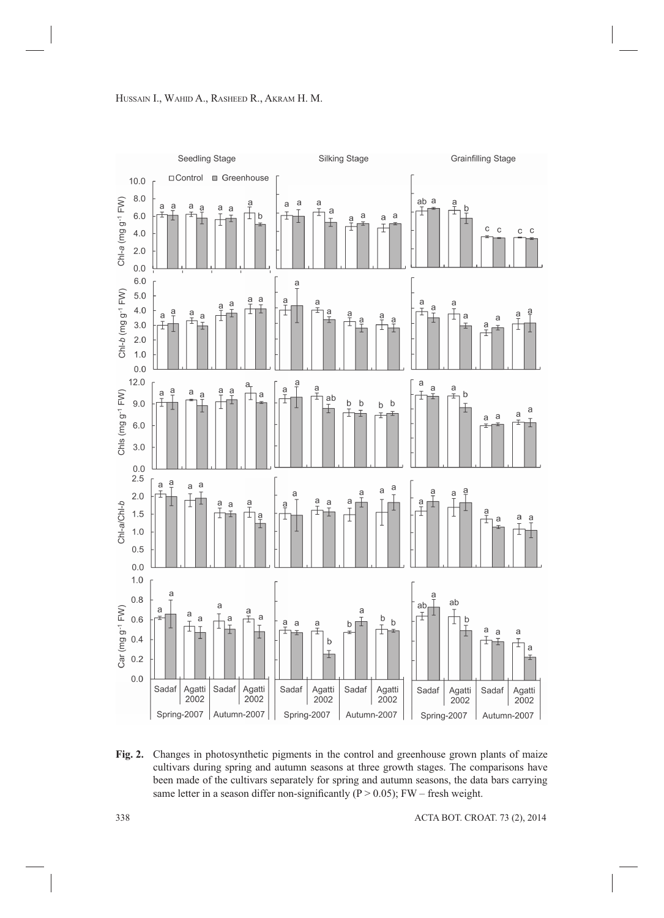**Fig. 2.** Changes in photosynthetic pigments in the control and greenhouse grown plants of maize cultivars during spring and autumn seasons at three growth stages. The comparisons have been made of the cultivars separately for spring and autumn seasons, the data bars carrying same letter in a season differ non-significantly (P > 0.05); FW – fresh weight.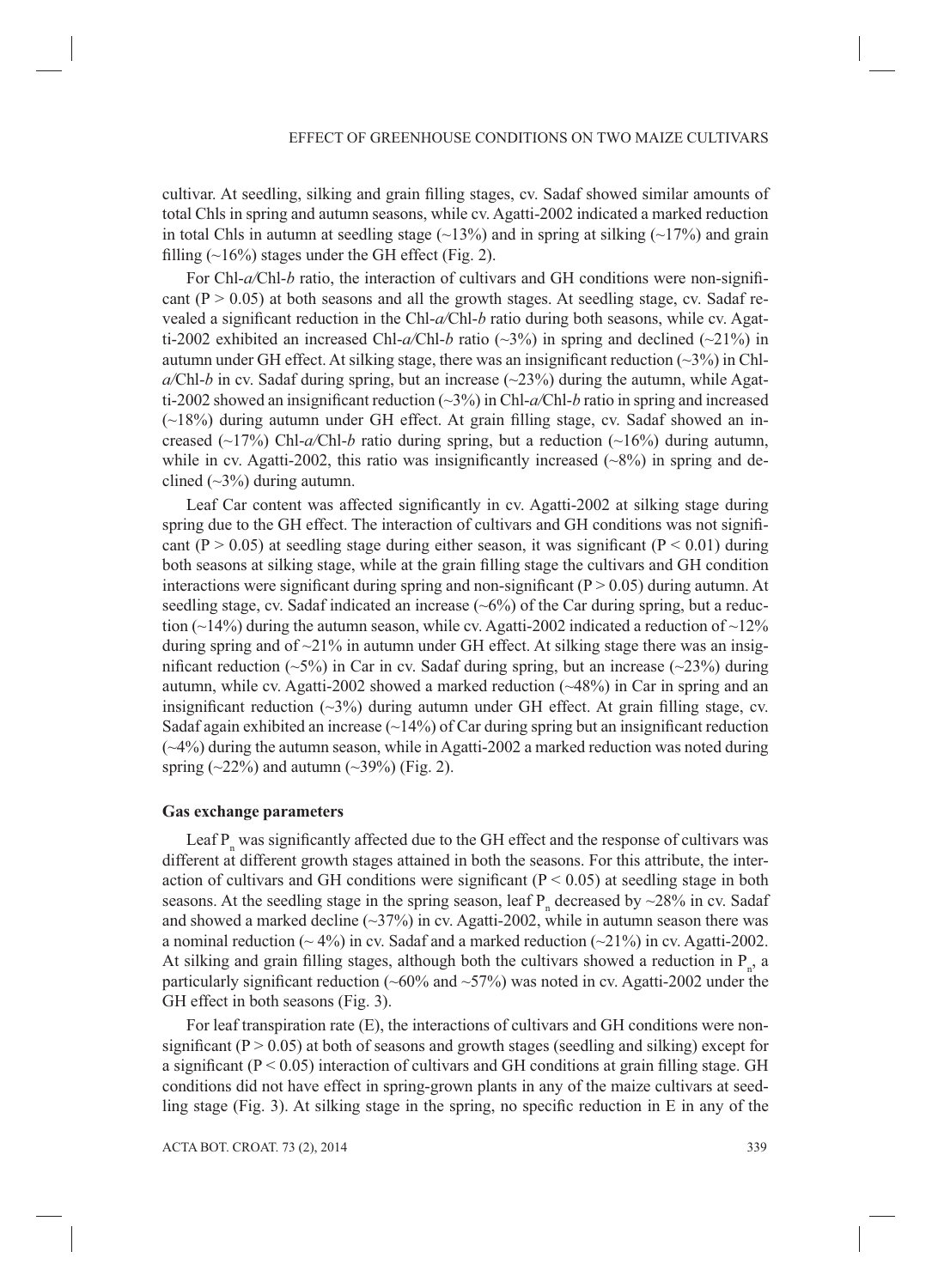cultivar. At seedling, silking and grain filling stages, cv. Sadaf showed similar amounts of total Chls in spring and autumn seasons, while cv. Agatti-2002 indicated a marked reduction in total Chls in autumn at seedling stage (~13%) and in spring at silking (~17%) and grain filling (~16%) stages under the GH effect (Fig. 2).

For Chl-*a*/Chl-*b* ratio, the interaction of cultivars and GH conditions were non-significant ($P > 0.05$) at both seasons and all the growth stages. At seedling stage, cv. Sadaf revealed a significant reduction in the Chl-*a*/Chl-*b* ratio during both seasons, while cv. Agatti-2002 exhibited an increased Chl-*a*/Chl-*b* ratio (~3%) in spring and declined (~21%) in autumn under GH effect. At silking stage, there was an insignificant reduction (~3%) in Chl-*a*/Chl-*b* in cv. Sadaf during spring, but an increase (~23%) during the autumn, while Agatti-2002 showed an insignificant reduction (~3%) in Chl-*a*/Chl-*b* ratio in spring and increased (~18%) during autumn under GH effect. At grain filling stage, cv. Sadaf showed an increased (~17%) Chl-*a*/Chl-*b* ratio during spring, but a reduction (~16%) during autumn, while in cv. Agatti-2002, this ratio was insignificantly increased (~8%) in spring and declined (~3%) during autumn.

Leaf Car content was affected significantly in cv. Agatti-2002 at silking stage during spring due to the GH effect. The interaction of cultivars and GH conditions was not significant ($P > 0.05$) at seedling stage during either season, it was significant ($P < 0.01$) during both seasons at silking stage, while at the grain filling stage the cultivars and GH condition interactions were significant during spring and non-significant ($P > 0.05$) during autumn. At seedling stage, cv. Sadaf indicated an increase (~6%) of the Car during spring, but a reduction (~14%) during the autumn season, while cv. Agatti-2002 indicated a reduction of ~12% during spring and of ~21% in autumn under GH effect. At silking stage there was an insignificant reduction (~5%) in Car in cv. Sadaf during spring, but an increase (~23%) during autumn, while cv. Agatti-2002 showed a marked reduction (~48%) in Car in spring and an insignificant reduction (~3%) during autumn under GH effect. At grain filling stage, cv. Sadaf again exhibited an increase (~14%) of Car during spring but an insignificant reduction (~4%) during the autumn season, while in Agatti-2002 a marked reduction was noted during spring (~22%) and autumn (~39%) (Fig. 2).

### Gas exchange parameters

Leaf $P_n$ was significantly affected due to the GH effect and the response of cultivars was different at different growth stages attained in both the seasons. For this attribute, the interaction of cultivars and GH conditions were significant ($P < 0.05$) at seedling stage in both seasons. At the seedling stage in the spring season, leaf $P_n$ decreased by ~28% in cv. Sadaf and showed a marked decline (~37%) in cv. Agatti-2002, while in autumn season there was a nominal reduction (~ 4%) in cv. Sadaf and a marked reduction (~21%) in cv. Agatti-2002. At silking and grain filling stages, although both the cultivars showed a reduction in $P_n$, a particularly significant reduction (~60% and ~57%) was noted in cv. Agatti-2002 under the GH effect in both seasons (Fig. 3).

For leaf transpiration rate (E), the interactions of cultivars and GH conditions were non-significant ($P > 0.05$) at both of seasons and growth stages (seedling and silking) except for a significant ($P < 0.05$) interaction of cultivars and GH conditions at grain filling stage. GH conditions did not have effect in spring-grown plants in any of the maize cultivars at seedling stage (Fig. 3). At silking stage in the spring, no specific reduction in E in any of the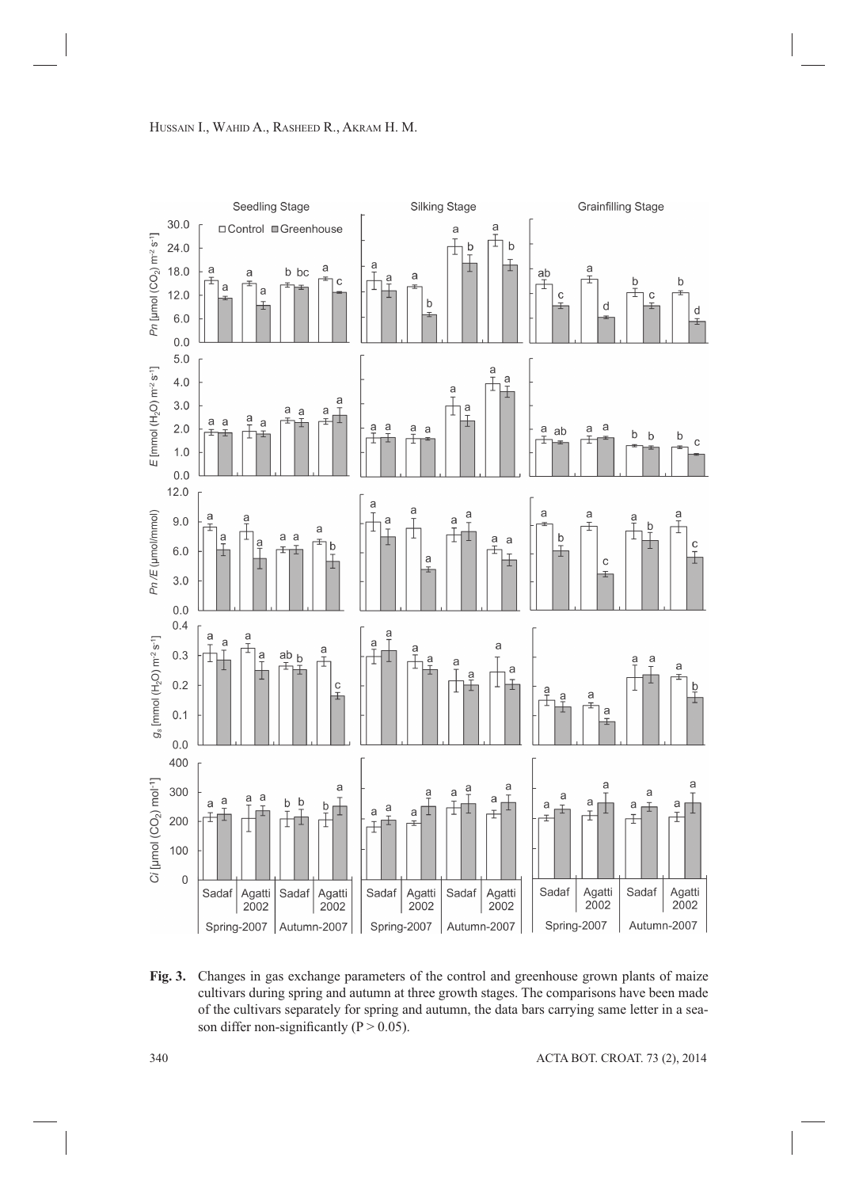**Fig. 3.** Changes in gas exchange parameters of the control and greenhouse grown plants of maize cultivars during spring and autumn at three growth stages. The comparisons have been made of the cultivars separately for spring and autumn, the data bars carrying same letter in a season differ non-significantly ($P > 0.05$).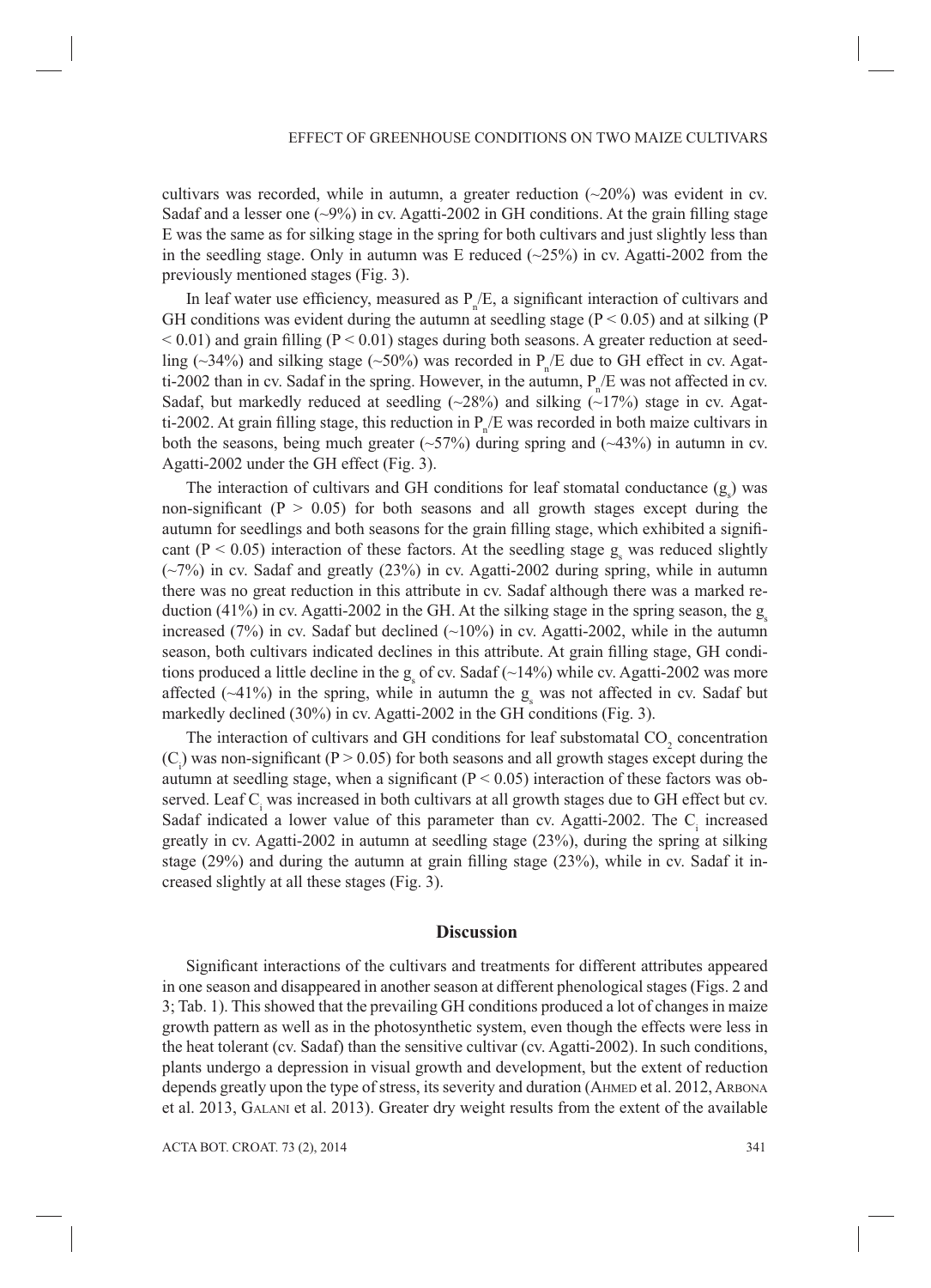cultivars was recorded, while in autumn, a greater reduction (~20%) was evident in cv. Sadaf and a lesser one (~9%) in cv. Agatti-2002 in GH conditions. At the grain filling stage E was the same as for silking stage in the spring for both cultivars and just slightly less than in the seedling stage. Only in autumn was E reduced (~25%) in cv. Agatti-2002 from the previously mentioned stages (Fig. 3).

In leaf water use efficiency, measured as $P_n/E$, a significant interaction of cultivars and GH conditions was evident during the autumn at seedling stage ($P < 0.05$) and at silking ($P < 0.01$) and grain filling ($P < 0.01$) stages during both seasons. A greater reduction at seedling (~34%) and silking stage (~50%) was recorded in $P_n/E$ due to GH effect in cv. Agatti-2002 than in cv. Sadaf in the spring. However, in the autumn, $P_n/E$ was not affected in cv. Sadaf, but markedly reduced at seedling (~28%) and silking (~17%) stage in cv. Agatti-2002. At grain filling stage, this reduction in $P_n/E$ was recorded in both maize cultivars in both the seasons, being much greater (~57%) during spring and (~43%) in autumn in cv. Agatti-2002 under the GH effect (Fig. 3).

The interaction of cultivars and GH conditions for leaf stomatal conductance ($g_s$) was non-significant ($P > 0.05$) for both seasons and all growth stages except during the autumn for seedlings and both seasons for the grain filling stage, which exhibited a significant ($P < 0.05$) interaction of these factors. At the seedling stage $g_s$ was reduced slightly (~7%) in cv. Sadaf and greatly (23%) in cv. Agatti-2002 during spring, while in autumn there was no great reduction in this attribute in cv. Sadaf although there was a marked reduction (41%) in cv. Agatti-2002 in the GH. At the silking stage in the spring season, the $g_s$ increased (7%) in cv. Sadaf but declined (~10%) in cv. Agatti-2002, while in the autumn season, both cultivars indicated declines in this attribute. At grain filling stage, GH conditions produced a little decline in the $g_s$ of cv. Sadaf (~14%) while cv. Agatti-2002 was more affected (~41%) in the spring, while in autumn the $g_s$ was not affected in cv. Sadaf but markedly declined (30%) in cv. Agatti-2002 in the GH conditions (Fig. 3).

The interaction of cultivars and GH conditions for leaf substomatal $CO_2$ concentration ($C_i$) was non-significant ($P > 0.05$) for both seasons and all growth stages except during the autumn at seedling stage, when a significant ($P < 0.05$) interaction of these factors was observed. Leaf $C_i$ was increased in both cultivars at all growth stages due to GH effect but cv. Sadaf indicated a lower value of this parameter than cv. Agatti-2002. The $C_i$ increased greatly in cv. Agatti-2002 in autumn at seedling stage (23%), during the spring at silking stage (29%) and during the autumn at grain filling stage (23%), while in cv. Sadaf it increased slightly at all these stages (Fig. 3).

## Discussion

Significant interactions of the cultivars and treatments for different attributes appeared in one season and disappeared in another season at different phenological stages (Figs. 2 and 3; Tab. 1). This showed that the prevailing GH conditions produced a lot of changes in maize growth pattern as well as in the photosynthetic system, even though the effects were less in the heat tolerant (cv. Sadaf) than the sensitive cultivar (cv. Agatti-2002). In such conditions, plants undergo a depression in visual growth and development, but the extent of reduction depends greatly upon the type of stress, its severity and duration (Ahmed et al. 2012, Arbona et al. 2013, Galani et al. 2013). Greater dry weight results from the extent of the available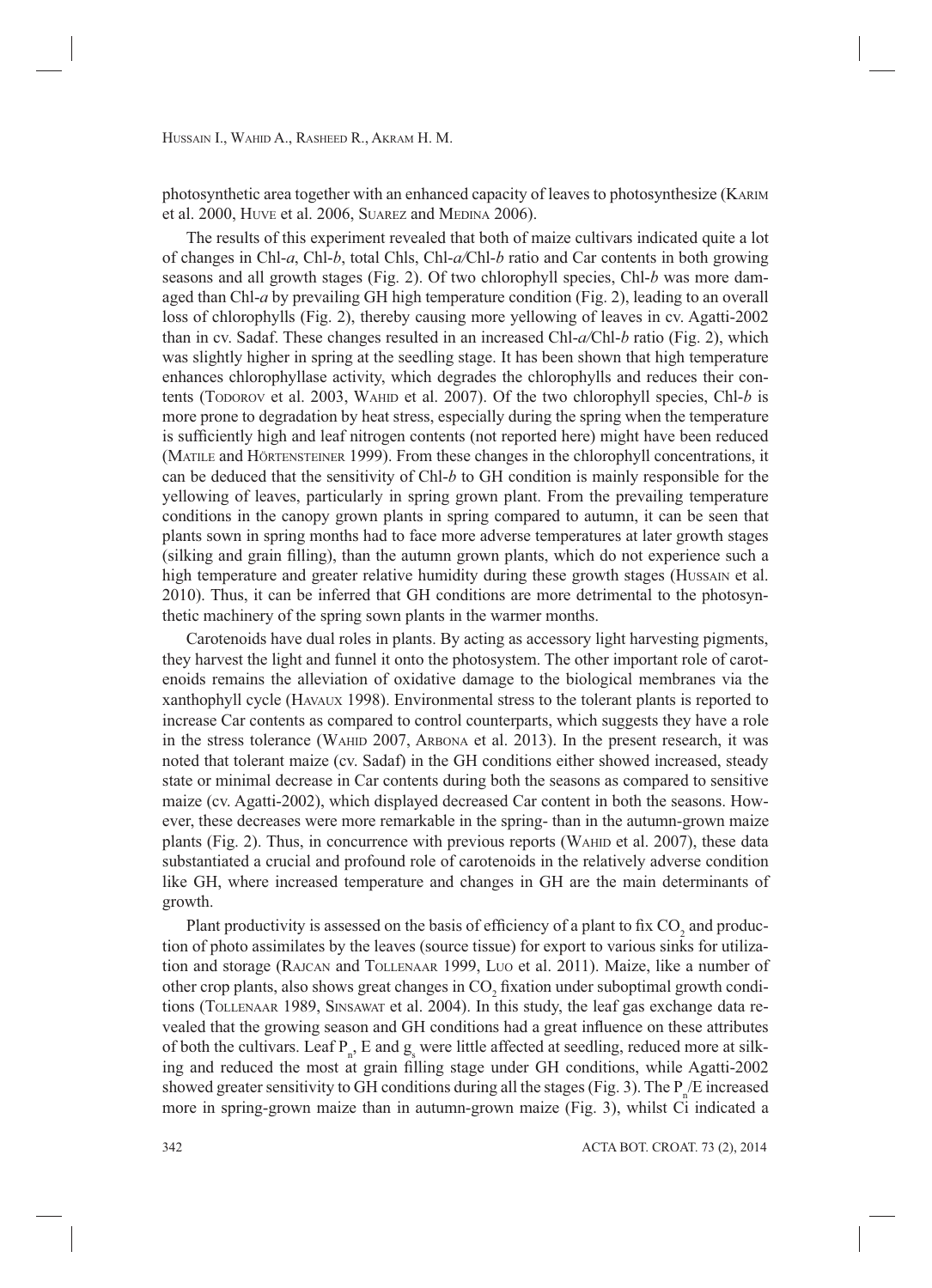photosynthetic area together with an enhanced capacity of leaves to photosynthesize (Karim et al. 2000, Huve et al. 2006, Suarez and Medina 2006).

The results of this experiment revealed that both of maize cultivars indicated quite a lot of changes in Chl-*a*, Chl-*b*, total Chls, Chl-*a*/Chl-*b* ratio and Car contents in both growing seasons and all growth stages (Fig. 2). Of two chlorophyll species, Chl-*b* was more damaged than Chl-*a* by prevailing GH high temperature condition (Fig. 2), leading to an overall loss of chlorophylls (Fig. 2), thereby causing more yellowing of leaves in cv. Agatti-2002 than in cv. Sadaf. These changes resulted in an increased Chl-*a*/Chl-*b* ratio (Fig. 2), which was slightly higher in spring at the seedling stage. It has been shown that high temperature enhances chlorophyllase activity, which degrades the chlorophylls and reduces their contents (Todorov et al. 2003, Wahid et al. 2007). Of the two chlorophyll species, Chl-*b* is more prone to degradation by heat stress, especially during the spring when the temperature is sufficiently high and leaf nitrogen contents (not reported here) might have been reduced (Matile and Hörtensteiner 1999). From these changes in the chlorophyll concentrations, it can be deduced that the sensitivity of Chl-*b* to GH condition is mainly responsible for the yellowing of leaves, particularly in spring grown plant. From the prevailing temperature conditions in the canopy grown plants in spring compared to autumn, it can be seen that plants sown in spring months had to face more adverse temperatures at later growth stages (silking and grain filling), than the autumn grown plants, which do not experience such a high temperature and greater relative humidity during these growth stages (Hussain et al. 2010). Thus, it can be inferred that GH conditions are more detrimental to the photosynthetic machinery of the spring sown plants in the warmer months.

Carotenoids have dual roles in plants. By acting as accessory light harvesting pigments, they harvest the light and funnel it onto the photosystem. The other important role of carotenoids remains the alleviation of oxidative damage to the biological membranes via the xanthophyll cycle (Havaux 1998). Environmental stress to the tolerant plants is reported to increase Car contents as compared to control counterparts, which suggests they have a role in the stress tolerance (Wahid 2007, Arbona et al. 2013). In the present research, it was noted that tolerant maize (cv. Sadaf) in the GH conditions either showed increased, steady state or minimal decrease in Car contents during both the seasons as compared to sensitive maize (cv. Agatti-2002), which displayed decreased Car content in both the seasons. However, these decreases were more remarkable in the spring- than in the autumn-grown maize plants (Fig. 2). Thus, in concurrence with previous reports (Wahid et al. 2007), these data substantiated a crucial and profound role of carotenoids in the relatively adverse condition like GH, where increased temperature and changes in GH are the main determinants of growth.

Plant productivity is assessed on the basis of efficiency of a plant to fix $CO_2$ and production of photo assimilates by the leaves (source tissue) for export to various sinks for utilization and storage (Rajcan and Tollenaar 1999, Luo et al. 2011). Maize, like a number of other crop plants, also shows great changes in $CO_2$ fixation under suboptimal growth conditions (Tollenaar 1989, Sinsawat et al. 2004). In this study, the leaf gas exchange data revealed that the growing season and GH conditions had a great influence on these attributes of both the cultivars. Leaf $P_n$, E and $g_s$ were little affected at seedling, reduced more at silking and reduced the most at grain filling stage under GH conditions, while Agatti-2002 showed greater sensitivity to GH conditions during all the stages (Fig. 3). The $P_n$/E increased more in spring-grown maize than in autumn-grown maize (Fig. 3), whilst Ci indicated a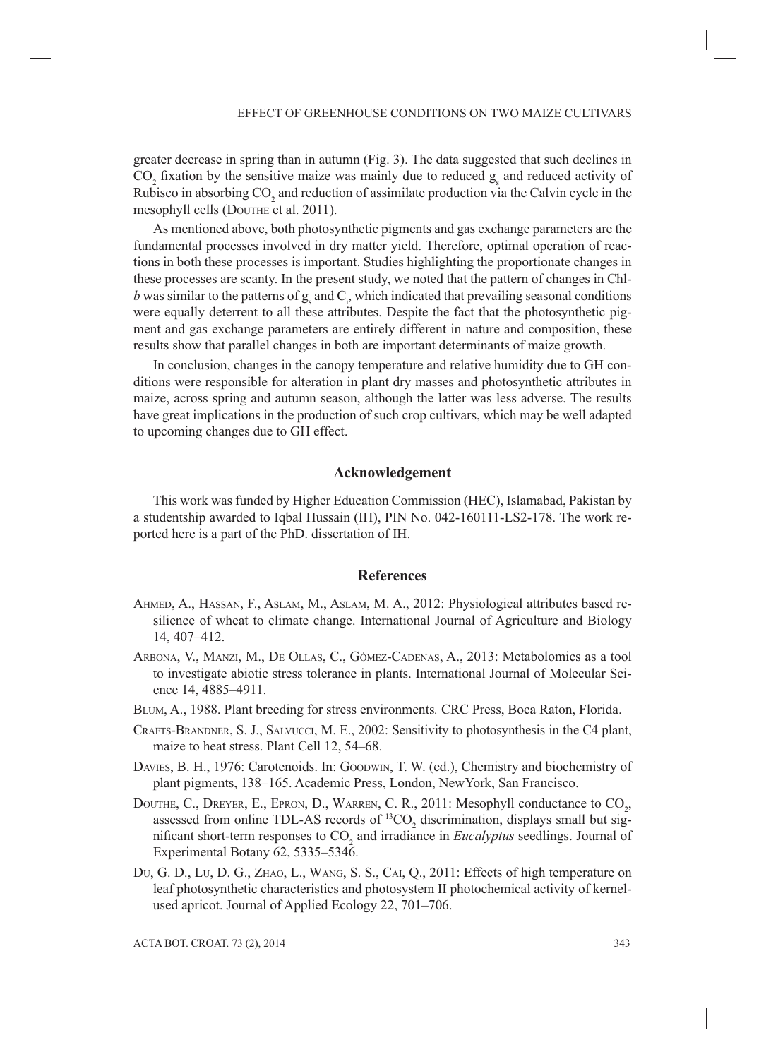greater decrease in spring than in autumn (Fig. 3). The data suggested that such declines in $CO_2$ fixation by the sensitive maize was mainly due to reduced $g_s$ and reduced activity of Rubisco in absorbing $CO_2$ and reduction of assimilate production via the Calvin cycle in the mesophyll cells (Douthe et al. 2011).

As mentioned above, both photosynthetic pigments and gas exchange parameters are the fundamental processes involved in dry matter yield. Therefore, optimal operation of reactions in both these processes is important. Studies highlighting the proportionate changes in these processes are scanty. In the present study, we noted that the pattern of changes in Chl-*b* was similar to the patterns of $g_s$ and $C_i$, which indicated that prevailing seasonal conditions were equally deterrent to all these attributes. Despite the fact that the photosynthetic pigment and gas exchange parameters are entirely different in nature and composition, these results show that parallel changes in both are important determinants of maize growth.

In conclusion, changes in the canopy temperature and relative humidity due to GH conditions were responsible for alteration in plant dry masses and photosynthetic attributes in maize, across spring and autumn season, although the latter was less adverse. The results have great implications in the production of such crop cultivars, which may be well adapted to upcoming changes due to GH effect.

## Acknowledgement

This work was funded by Higher Education Commission (HEC), Islamabad, Pakistan by a studentship awarded to Iqbal Hussain (IH), PIN No. 042-160111-LS2-178. The work reported here is a part of the PhD. dissertation of IH.

## References

Ahmed, A., Hassan, F., Aslam, M., Aslam, M. A., 2012: Physiological attributes based resilience of wheat to climate change. International Journal of Agriculture and Biology 14, 407–412.

Arbona, V., Manzi, M., De Ollas, C., Gómez-Cadenas, A., 2013: Metabolomics as a tool to investigate abiotic stress tolerance in plants. International Journal of Molecular Science 14, 4885–4911.

Blum, A., 1988. Plant breeding for stress environments*.* CRC Press, Boca Raton, Florida.

Crafts-Brandner, S. J., Salvucci, M. E., 2002: Sensitivity to photosynthesis in the C4 plant, maize to heat stress. Plant Cell 12, 54–68.

Davies, B. H., 1976: Carotenoids. In: Goodwin, T. W. (ed.), Chemistry and biochemistry of plant pigments, 138–165. Academic Press, London, NewYork, San Francisco.

Douthe, C., Dreyer, E., Epron, D., Warren, C. R., 2011: Mesophyll conductance to $CO_2$, assessed from online TDL-AS records of $^{13}CO_2$ discrimination, displays small but significant short-term responses to $CO_2$ and irradiance in *Eucalyptus* seedlings. Journal of Experimental Botany 62, 5335–5346.

Du, G. D., Lu, D. G., Zhao, L., Wang, S. S., Cai, Q., 2011: Effects of high temperature on leaf photosynthetic characteristics and photosystem II photochemical activity of kernel-used apricot. Journal of Applied Ecology 22, 701–706.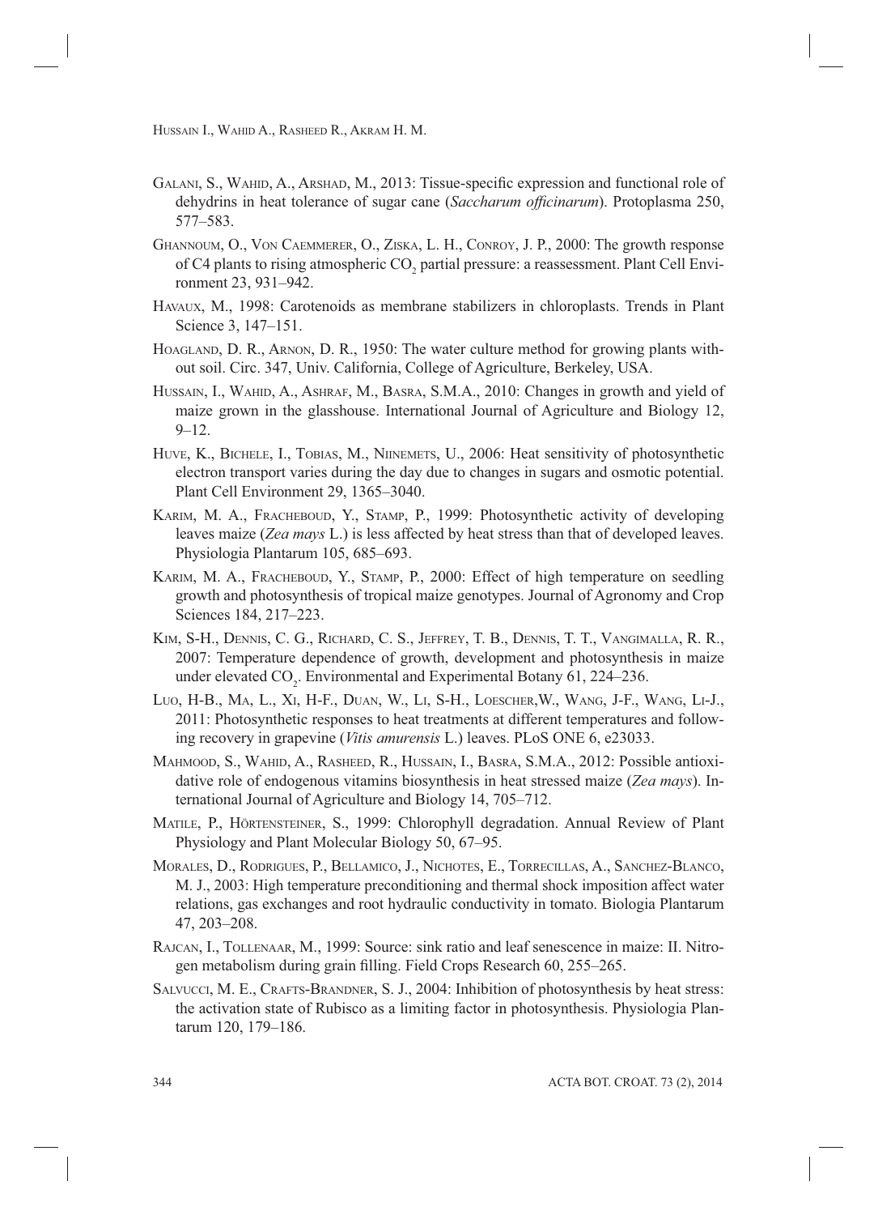Galani, S., Wahid, A., Arshad, M., 2013: Tissue-specific expression and functional role of dehydrins in heat tolerance of sugar cane (*Saccharum officinarum*). Protoplasma 250, 577–583.

Ghannoum, O., Von Caemmerer, O., Ziska, L. H., Conroy, J. P., 2000: The growth response of C4 plants to rising atmospheric $CO_2$ partial pressure: a reassessment. Plant Cell Environment 23, 931–942.

Havaux, M., 1998: Carotenoids as membrane stabilizers in chloroplasts. Trends in Plant Science 3, 147–151.

Hoagland, D. R., Arnon, D. R., 1950: The water culture method for growing plants without soil. Circ. 347, Univ. California, College of Agriculture, Berkeley, USA.

Hussain, I., Wahid, A., Ashraf, M., Basra, S.M.A., 2010: Changes in growth and yield of maize grown in the glasshouse. International Journal of Agriculture and Biology 12, 9–12.

Huve, K., Bichele, I., Tobias, M., Niinemets, U., 2006: Heat sensitivity of photosynthetic electron transport varies during the day due to changes in sugars and osmotic potential. Plant Cell Environment 29, 1365–3040.

Karim, M. A., Fracheboud, Y., Stamp, P., 1999: Photosynthetic activity of developing leaves maize (*Zea mays* L.) is less affected by heat stress than that of developed leaves. Physiologia Plantarum 105, 685–693.

Karim, M. A., Fracheboud, Y., Stamp, P., 2000: Effect of high temperature on seedling growth and photosynthesis of tropical maize genotypes. Journal of Agronomy and Crop Sciences 184, 217–223.

Kim, S-H., Dennis, C. G., Richard, C. S., Jeffrey, T. B., Dennis, T. T., Vangimalla, R. R., 2007: Temperature dependence of growth, development and photosynthesis in maize under elevated $CO_2$. Environmental and Experimental Botany 61, 224–236.

Luo, H-B., Ma, L., Xi, H-F., Duan, W., Li, S-H., Loescher,W., Wang, J-F., Wang, Li-J., 2011: Photosynthetic responses to heat treatments at different temperatures and following recovery in grapevine (*Vitis amurensis* L.) leaves. PLoS ONE 6, e23033.

Mahmood, S., Wahid, A., Rasheed, R., Hussain, I., Basra, S.M.A., 2012: Possible antioxidative role of endogenous vitamins biosynthesis in heat stressed maize (*Zea mays*). International Journal of Agriculture and Biology 14, 705–712.

Matile, P., Hörtensteiner, S., 1999: Chlorophyll degradation. Annual Review of Plant Physiology and Plant Molecular Biology 50, 67–95.

Morales, D., Rodrigues, P., Bellamico, J., Nichotes, E., Torrecillas, A., Sanchez-Blanco, M. J., 2003: High temperature preconditioning and thermal shock imposition affect water relations, gas exchanges and root hydraulic conductivity in tomato. Biologia Plantarum 47, 203–208.

Rajcan, I., Tollenaar, M., 1999: Source: sink ratio and leaf senescence in maize: II. Nitrogen metabolism during grain filling. Field Crops Research 60, 255–265.

Salvucci, M. E., Crafts-Brandner, S. J., 2004: Inhibition of photosynthesis by heat stress: the activation state of Rubisco as a limiting factor in photosynthesis. Physiologia Plantarum 120, 179–186.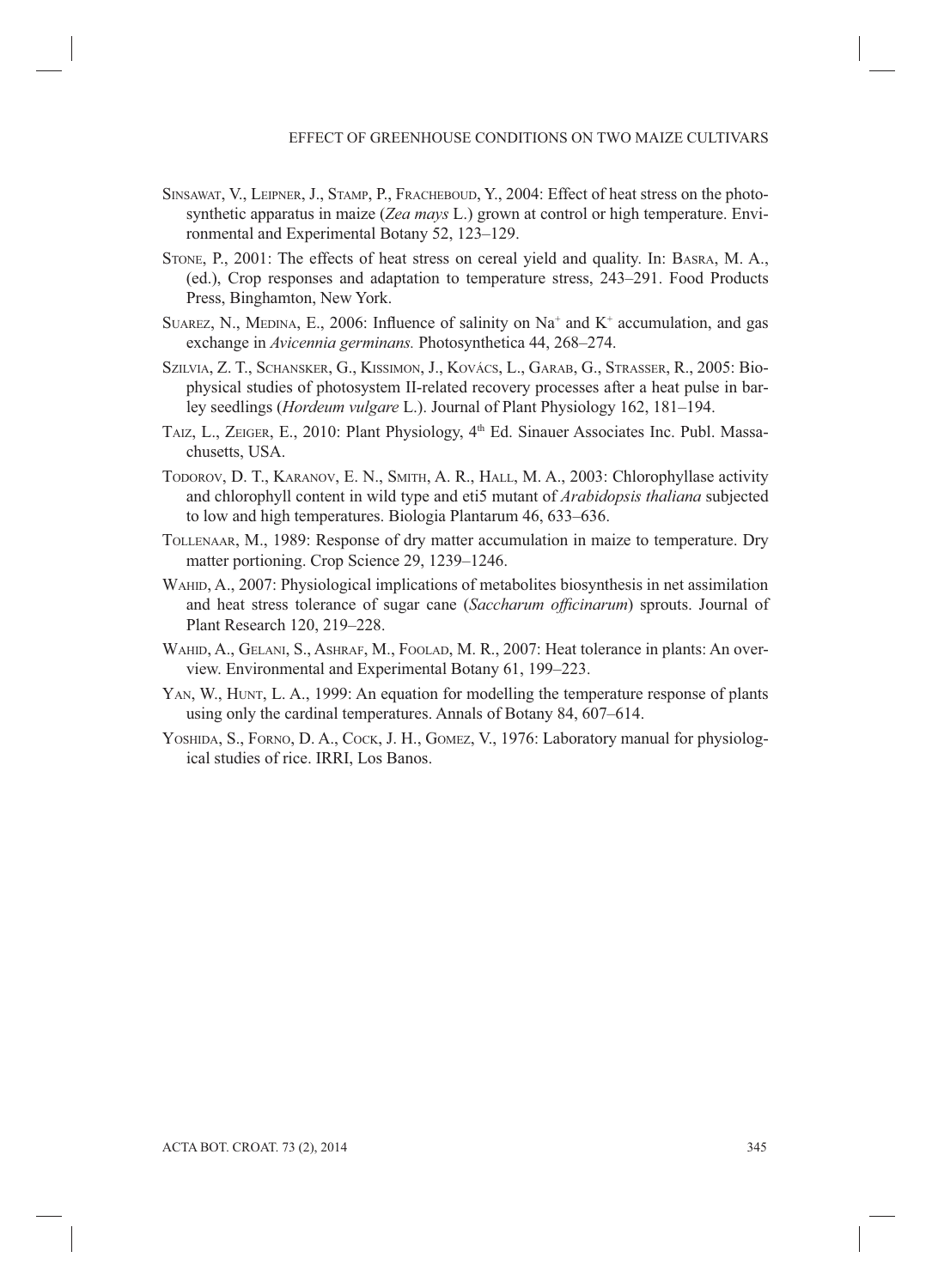Sinsawat, V., Leipner, J., Stamp, P., Fracheboud, Y., 2004: Effect of heat stress on the photosynthetic apparatus in maize (*Zea mays* L.) grown at control or high temperature. Environmental and Experimental Botany 52, 123–129.

Stone, P., 2001: The effects of heat stress on cereal yield and quality. In: Basra, M. A., (ed.), Crop responses and adaptation to temperature stress, 243–291. Food Products Press, Binghamton, New York.

Suarez, N., Medina, E., 2006: Influence of salinity on $Na^+$ and $K^+$ accumulation, and gas exchange in *Avicennia germinans.* Photosynthetica 44, 268–274.

Szilvia, Z. T., Schansker, G., Kissimon, J., Kovács, L., Garab, G., Strasser, R., 2005: Biophysical studies of photosystem II-related recovery processes after a heat pulse in barley seedlings (*Hordeum vulgare* L.). Journal of Plant Physiology 162, 181–194.

Taiz, L., Zeiger, E., 2010: Plant Physiology, 4th Ed. Sinauer Associates Inc. Publ. Massachusetts, USA.

Todorov, D. T., Karanov, E. N., Smith, A. R., Hall, M. A., 2003: Chlorophyllase activity and chlorophyll content in wild type and eti5 mutant of *Arabidopsis thaliana* subjected to low and high temperatures. Biologia Plantarum 46, 633–636.

Tollenaar, M., 1989: Response of dry matter accumulation in maize to temperature. Dry matter portioning. Crop Science 29, 1239–1246.

Wahid, A., 2007: Physiological implications of metabolites biosynthesis in net assimilation and heat stress tolerance of sugar cane (*Saccharum officinarum*) sprouts. Journal of Plant Research 120, 219–228.

Wahid, A., Gelani, S., Ashraf, M., Foolad, M. R., 2007: Heat tolerance in plants: An overview. Environmental and Experimental Botany 61, 199–223.

Yan, W., Hunt, L. A., 1999: An equation for modelling the temperature response of plants using only the cardinal temperatures. Annals of Botany 84, 607–614.

Yoshida, S., Forno, D. A., Cock, J. H., Gomez, V., 1976: Laboratory manual for physiological studies of rice. IRRI, Los Banos.